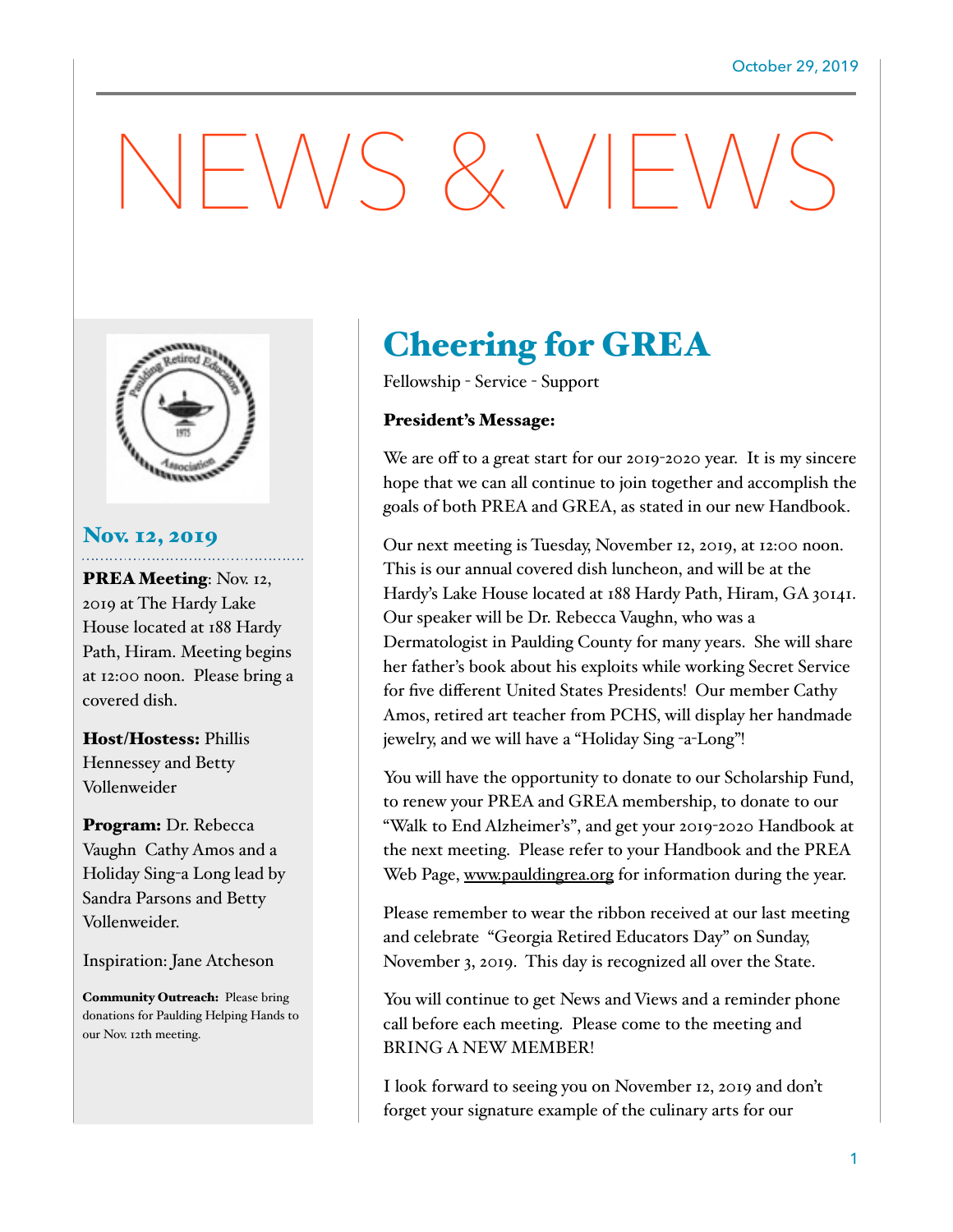October 29, 2019

# NEWS & VIEWS

## Nov. 12, 2019

**PREA Meeting**: Nov. 12, 2019 at The Hardy Lake House located at 188 Hardy Path, Hiram. Meeting begins at 12:00 noon. Please bring a covered dish.

**Host/Hostess:** Phillis Hennessey and Betty Vollenweider

**Program:** Dr. Rebecca Vaughn Cathy Amos and a Holiday Sing-a Long lead by Sandra Parsons and Betty Vollenweider.

Inspiration: Jane Atcheson

**Community Outreach:** Please bring donations for Paulding Helping Hands to our Nov. 12th meeting.

# Cheering for GREA

Fellowship - Service - Support

**President's Message:**

We are off to a great start for our 2019-2020 year. It is my sincere hope that we can all continue to join together and accomplish the goals of both PREA and GREA, as stated in our new Handbook.

Our next meeting is Tuesday, November 12, 2019, at 12:00 noon. This is our annual covered dish luncheon, and will be at the Hardy's Lake House located at 188 Hardy Path, Hiram, GA 30141. Our speaker will be Dr. Rebecca Vaughn, who was a Dermatologist in Paulding County for many years. She will share her father's book about his exploits while working Secret Service for five different United States Presidents! Our member Cathy Amos, retired art teacher from PCHS, will display her handmade jewelry, and we will have a "Holiday Sing -a-Long"!

You will have the opportunity to donate to our Scholarship Fund, to renew your PREA and GREA membership, to donate to our "Walk to End Alzheimer's", and get your 2019-2020 Handbook at the next meeting. Please refer to your Handbook and the PREA Web Page, www.pauldingrea.org for information during the year.

Please remember to wear the ribbon received at our last meeting and celebrate "Georgia Retired Educators Day" on Sunday, November 3, 2019. This day is recognized all over the State.

You will continue to get News and Views and a reminder phone call before each meeting. Please come to the meeting and BRING A NEW MEMBER!

I look forward to seeing you on November 12, 2019 and don't forget your signature example of the culinary arts for our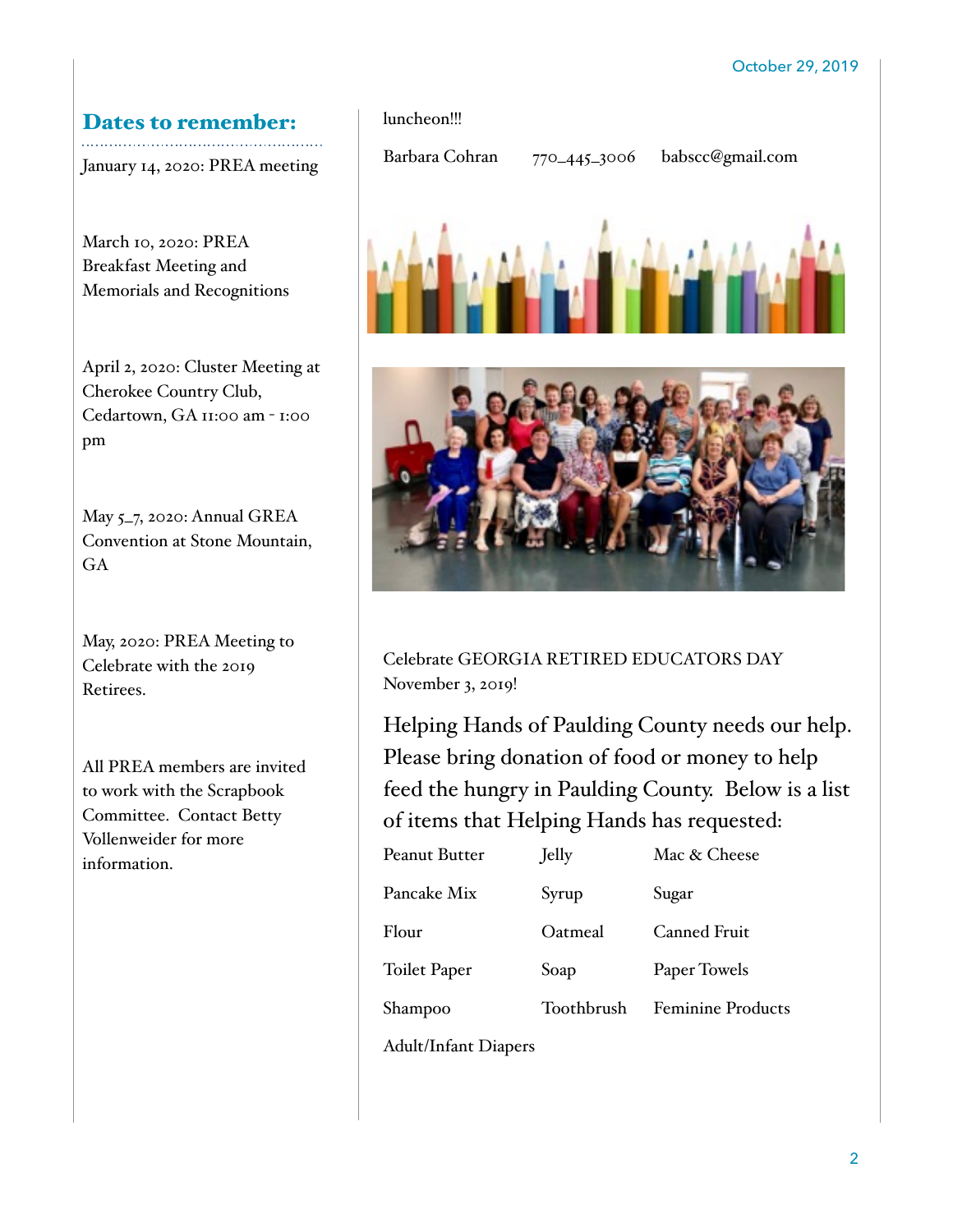## Dates to remember:

January 14, 2020: PREA meeting

March 10, 2020: PREA Breakfast Meeting and Memorials and Recognitions

April 2, 2020: Cluster Meeting at Cherokee Country Club, Cedartown, GA 11:00 am - 1:00 pm

May 5–7, 2020: Annual GREA Convention at Stone Mountain, GA

May, 2020: PREA Meeting to Celebrate with the 2019 Retirees.

All PREA members are invited to work with the Scrapbook Committee. Contact Betty Vollenweider for more information.

luncheon!!!

Barbara Cohran 770–445–3006 babscc@gmail.com

Celebrate GEORGIA RETIRED EDUCATORS DAY November 3, 2019!

Helping Hands of Paulding County needs our help. Please bring donation of food or money to help feed the hungry in Paulding County. Below is a list of items that Helping Hands has requested:

| | | |
|---|---|---|
| Peanut Butter | Jelly | Mac & Cheese |
| Pancake Mix | Syrup | Sugar |
| Flour | Oatmeal | Canned Fruit |
| Toilet Paper | Soap | Paper Towels |
| Shampoo | Toothbrush | Feminine Products |
| Adult/Infant Diapers | | |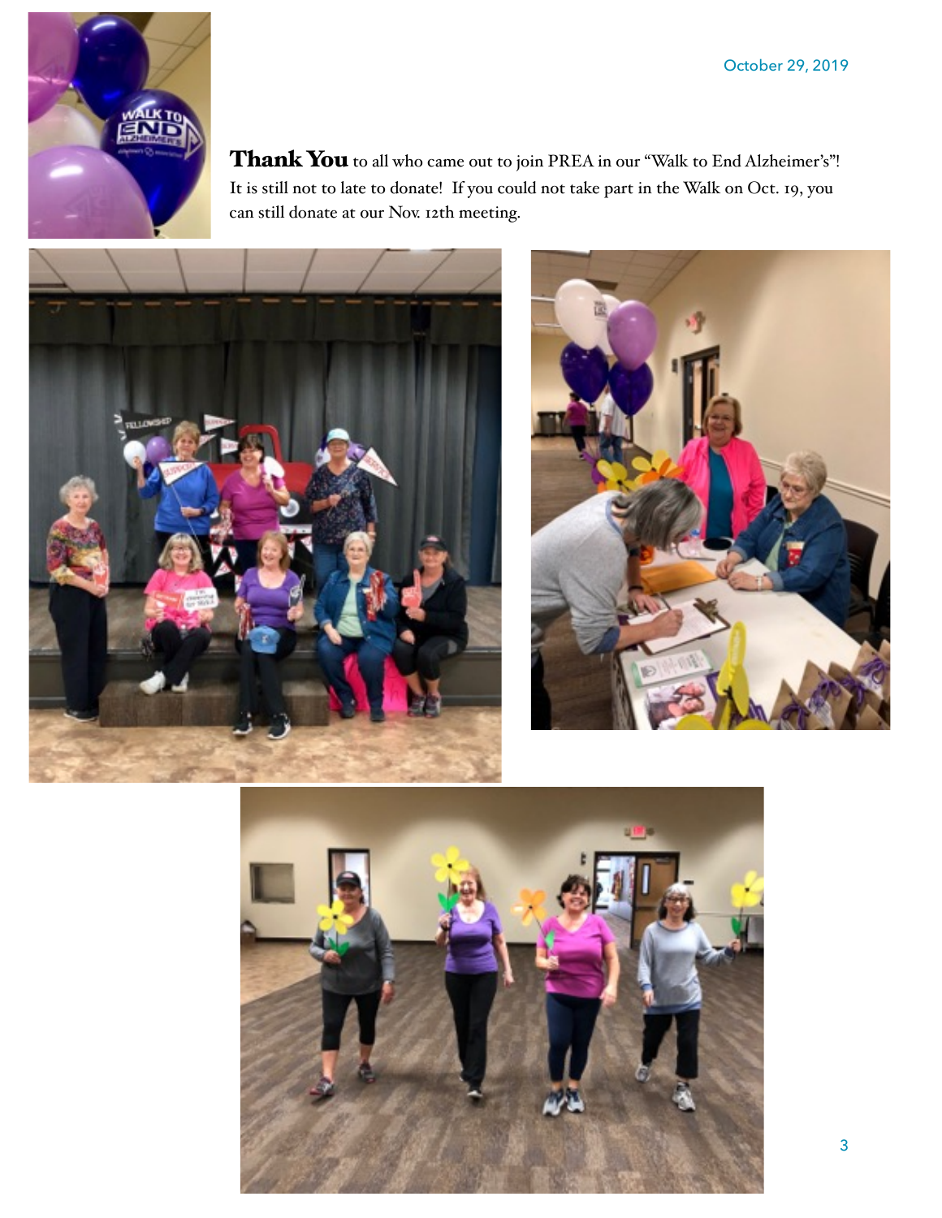October 29, 2019

**Thank You** to all who came out to join PREA in our "Walk to End Alzheimer's"! It is still not to late to donate! If you could not take part in the Walk on Oct. 19, you can still donate at our Nov. 12th meeting.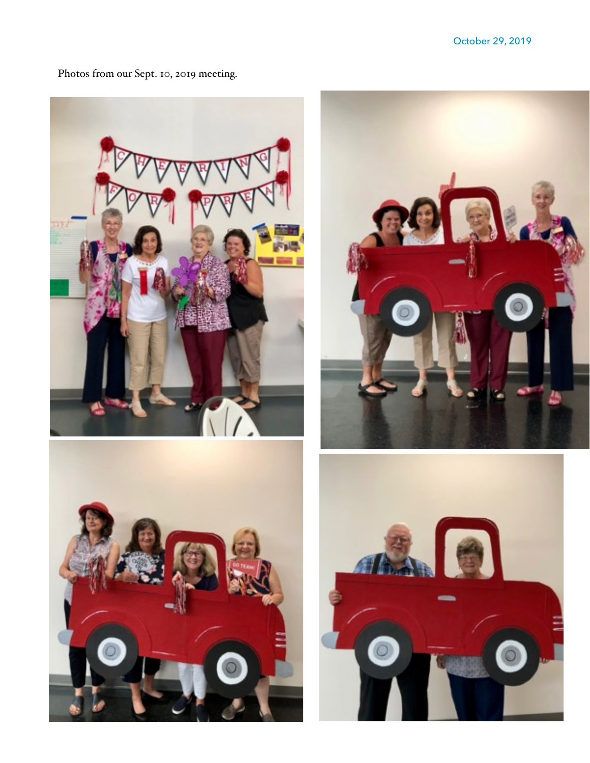October 29, 2019

Photos from our Sept. 10, 2019 meeting.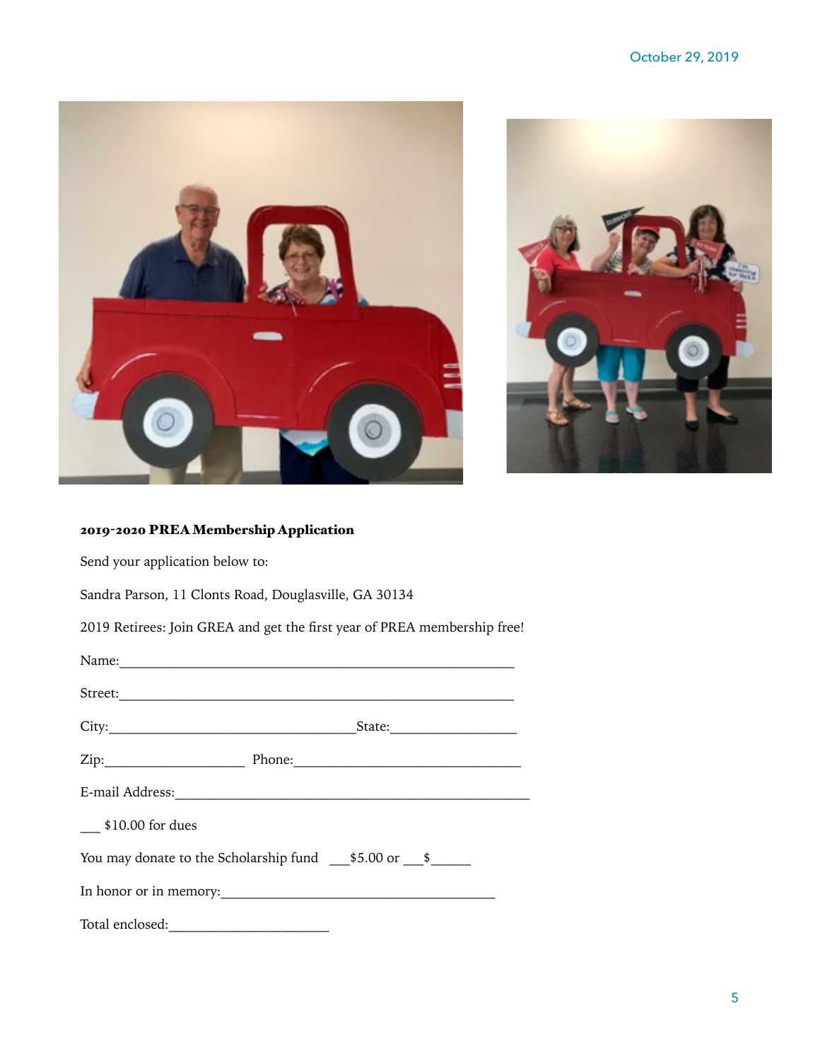**2019-2020 PREA Membership Application**

Send your application below to:

Sandra Parson, 11 Clonts Road, Douglasville, GA 30134

2019 Retirees: Join GREA and get the first year of PREA membership free!

Name:_______________________________________________________

Street:_______________________________________________________

City:___________________________________State:__________________

Zip:____________________ Phone:________________________________

E-mail Address:__________________________________________________

___ $10.00 for dues

You may donate to the Scholarship fund ___$5.00 or ___$______

In honor or in memory:_______________________________________

Total enclosed:______________________